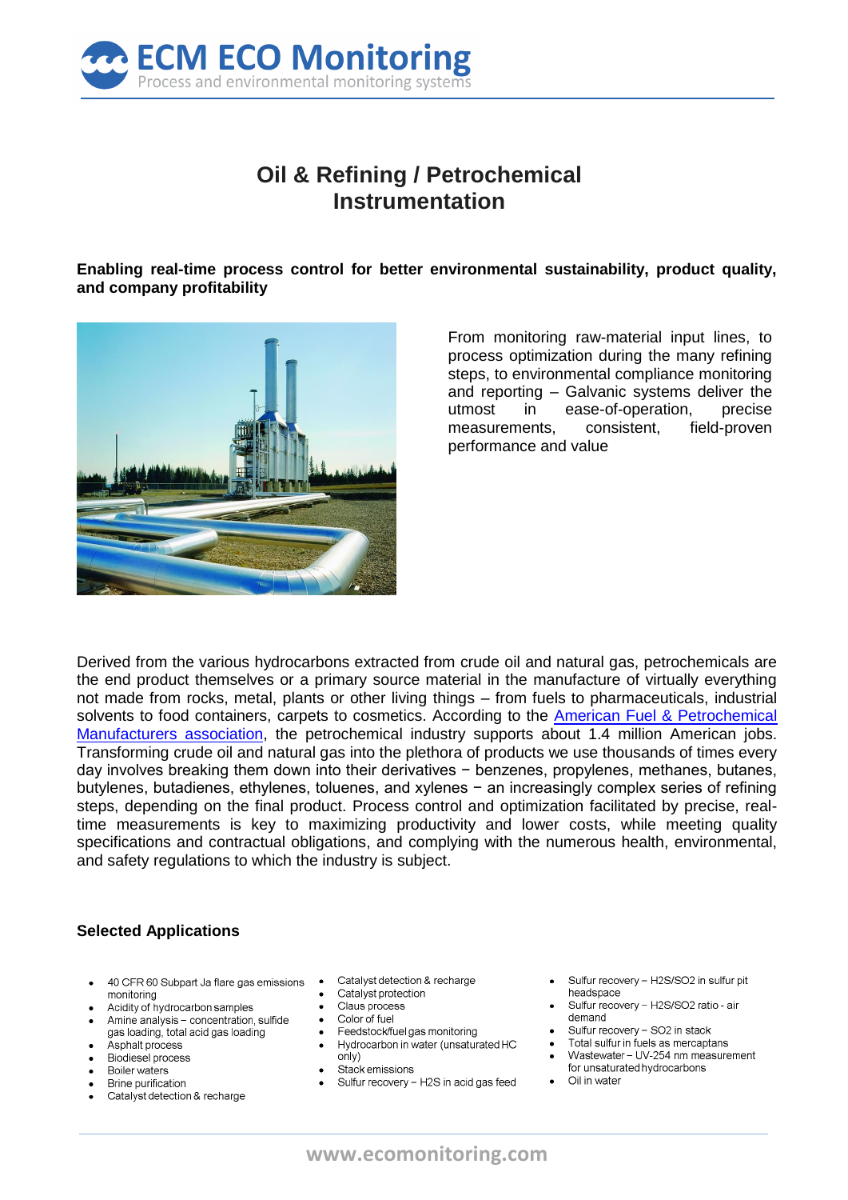# Oil & Refining / Petrochemical Instrumentation

**Enabling real-time process control for better environmental sustainability, product quality, and company profitability**

From monitoring raw-material input lines, to process optimization during the many refining steps, to environmental compliance monitoring and reporting – Galvanic systems deliver the utmost in ease-of-operation, precise measurements, consistent, field-proven performance and value

Derived from the various hydrocarbons extracted from crude oil and natural gas, petrochemicals are the end product themselves or a primary source material in the manufacture of virtually everything not made from rocks, metal, plants or other living things – from fuels to pharmaceuticals, industrial solvents to food containers, carpets to cosmetics. According to the American Fuel & Petrochemical Manufacturers association, the petrochemical industry supports about 1.4 million American jobs. Transforming crude oil and natural gas into the plethora of products we use thousands of times every day involves breaking them down into their derivatives − benzenes, propylenes, methanes, butanes, butylenes, butadienes, ethylenes, toluenes, and xylenes − an increasingly complex series of refining steps, depending on the final product. Process control and optimization facilitated by precise, real-time measurements is key to maximizing productivity and lower costs, while meeting quality specifications and contractual obligations, and complying with the numerous health, environmental, and safety regulations to which the industry is subject.

**Selected Applications**

- 40 CFR 60 Subpart Ja flare gas emissions monitoring
- Acidity of hydrocarbon samples
- Amine analysis – concentration, sulfide gas loading, total acid gas loading
- Asphalt process
- Biodiesel process
- Boiler waters
- Brine purification
- Catalyst detection & recharge
- Catalyst detection & recharge
- Catalyst protection
- Claus process
- Color of fuel
- Feedstock/fuel gas monitoring
- Hydrocarbon in water (unsaturated HC only)
- Stack emissions
- Sulfur recovery – $H_2S$ in acid gas feed
- Sulfur recovery – $H_2S/SO_2$ in sulfur pit headspace
- Sulfur recovery – $H_2S/SO_2$ ratio - air demand
- Sulfur recovery – $SO_2$ in stack
- Total sulfur in fuels as mercaptans
- Wastewater – UV-254 nm measurement for unsaturated hydrocarbons
- Oil in water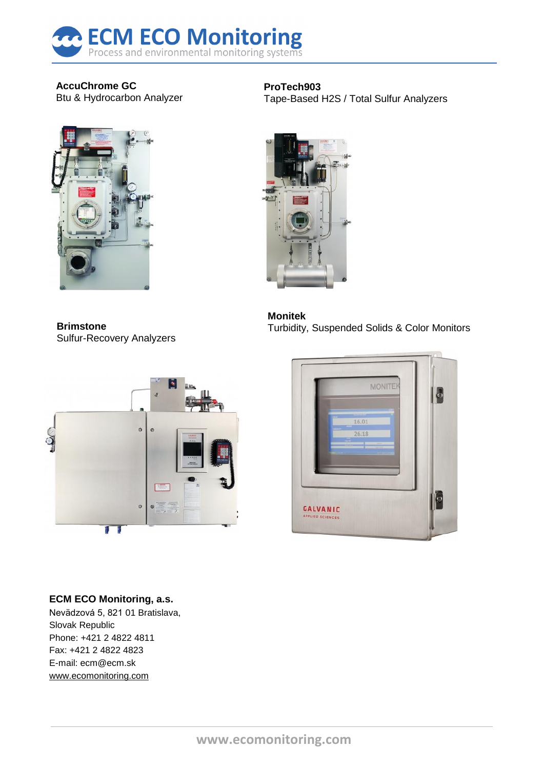**AccuChrome GC**
Btu & Hydrocarbon Analyzer

**ProTech903**
Tape-Based H2S / Total Sulfur Analyzers

**Brimstone**
Sulfur-Recovery Analyzers

**Monitek**
Turbidity, Suspended Solids & Color Monitors

**ECM ECO Monitoring, a.s.**
Nevädzová 5, 821 01 Bratislava,
Slovak Republic
Phone: +421 2 4822 4811
Fax: +421 2 4822 4823
E-mail: ecm@ecm.sk
www.ecomonitoring.com